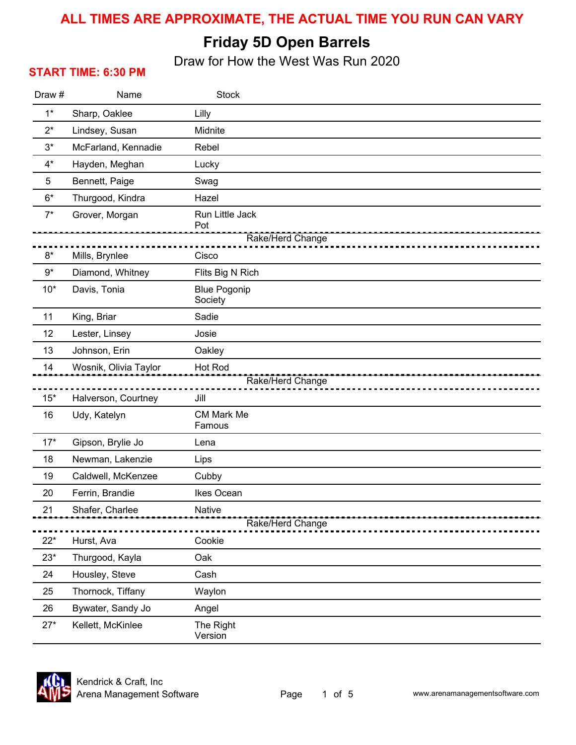**ALL TIMES ARE APPROXIMATE, THE ACTUAL TIME YOU RUN CAN VARY**

# Friday 5D Open Barrels

Draw for How the West Was Run 2020

**START TIME: 6:30 PM**

| Draw # | Name | Stock |
|---|---|---|
| 1* | Sharp, Oaklee | Lilly |
| 2* | Lindsey, Susan | Midnite |
| 3* | McFarland, Kennadie | Rebel |
| 4* | Hayden, Meghan | Lucky |
| 5 | Bennett, Paige | Swag |
| 6* | Thurgood, Kindra | Hazel |
| 7* | Grover, Morgan | Run Little Jack Pot |
| | Rake/Herd Change | |
| 8* | Mills, Brynlee | Cisco |
| 9* | Diamond, Whitney | Flits Big N Rich |
| 10* | Davis, Tonia | Blue Pogonip Society |
| 11 | King, Briar | Sadie |
| 12 | Lester, Linsey | Josie |
| 13 | Johnson, Erin | Oakley |
| 14 | Wosnik, Olivia Taylor | Hot Rod |
| | Rake/Herd Change | |
| 15* | Halverson, Courtney | Jill |
| 16 | Udy, Katelyn | CM Mark Me Famous |
| 17* | Gipson, Brylie Jo | Lena |
| 18 | Newman, Lakenzie | Lips |
| 19 | Caldwell, McKenzee | Cubby |
| 20 | Ferrin, Brandie | Ikes Ocean |
| 21 | Shafer, Charlee | Native |
| | Rake/Herd Change | |
| 22* | Hurst, Ava | Cookie |
| 23* | Thurgood, Kayla | Oak |
| 24 | Housley, Steve | Cash |
| 25 | Thornock, Tiffany | Waylon |
| 26 | Bywater, Sandy Jo | Angel |
| 27* | Kellett, McKinlee | The Right Version |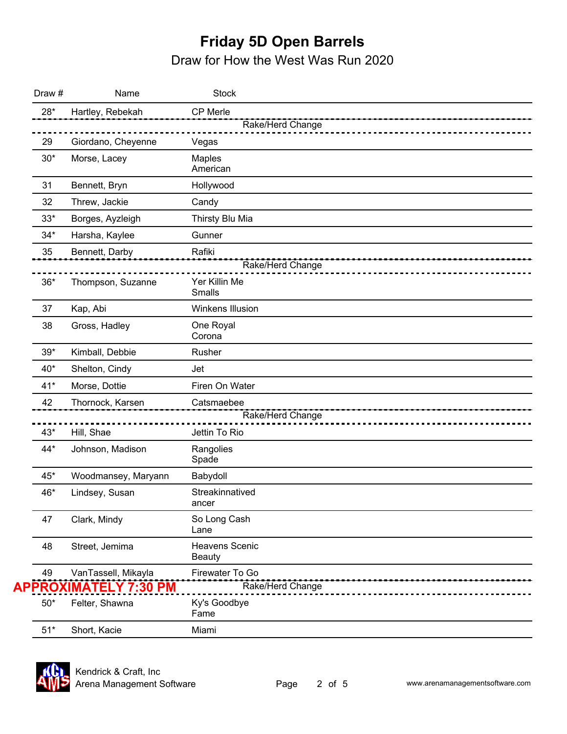# Friday 5D Open Barrels

## Draw for How the West Was Run 2020

| Draw # | Name | Stock |
|---|---|---|
| 28* | Hartley, Rebekah | CP Merle |
| | | Rake/Herd Change |
| 29 | Giordano, Cheyenne | Vegas |
| 30* | Morse, Lacey | Maples American |
| 31 | Bennett, Bryn | Hollywood |
| 32 | Threw, Jackie | Candy |
| 33* | Borges, Ayzleigh | Thirsty Blu Mia |
| 34* | Harsha, Kaylee | Gunner |
| 35 | Bennett, Darby | Rafiki |
| | | Rake/Herd Change |
| 36* | Thompson, Suzanne | Yer Killin Me Smalls |
| 37 | Kap, Abi | Winkens Illusion |
| 38 | Gross, Hadley | One Royal Corona |
| 39* | Kimball, Debbie | Rusher |
| 40* | Shelton, Cindy | Jet |
| 41* | Morse, Dottie | Firen On Water |
| 42 | Thornock, Karsen | Catsmaebee |
| | | Rake/Herd Change |
| 43* | Hill, Shae | Jettin To Rio |
| 44* | Johnson, Madison | Rangolies Spade |
| 45* | Woodmansey, Maryann | Babydoll |
| 46* | Lindsey, Susan | Streakinnatived ancer |
| 47 | Clark, Mindy | So Long Cash Lane |
| 48 | Street, Jemima | Heavens Scenic Beauty |
| 49 | VanTassell, Mikayla | Firewater To Go |
| **APPROXIMATELY 7:30 PM** | | Rake/Herd Change |
| 50* | Felter, Shawna | Ky's Goodbye Fame |
| 51* | Short, Kacie | Miami |

Kendrick & Craft, Inc
Arena Management Software

www.arenamanagementsoftware.com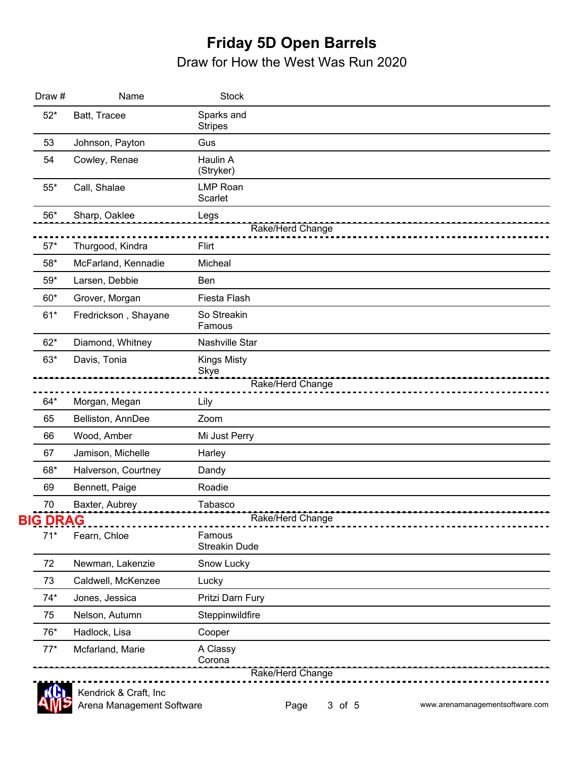# Friday 5D Open Barrels

## Draw for How the West Was Run 2020

| Draw # | Name | Stock |
|---|---|---|
| 52* | Batt, Tracee | Sparks and Stripes |
| 53 | Johnson, Payton | Gus |
| 54 | Cowley, Renae | Haulin A (Stryker) |
| 55* | Call, Shalae | LMP Roan Scarlet |
| 56* | Sharp, Oaklee | Legs |
| | | Rake/Herd Change |
| 57* | Thurgood, Kindra | Flirt |
| 58* | McFarland, Kennadie | Micheal |
| 59* | Larsen, Debbie | Ben |
| 60* | Grover, Morgan | Fiesta Flash |
| 61* | Fredrickson , Shayane | So Streakin Famous |
| 62* | Diamond, Whitney | Nashville Star |
| 63* | Davis, Tonia | Kings Misty Skye |
| | | Rake/Herd Change |
| 64* | Morgan, Megan | Lily |
| 65 | Belliston, AnnDee | Zoom |
| 66 | Wood, Amber | Mi Just Perry |
| 67 | Jamison, Michelle | Harley |
| 68* | Halverson, Courtney | Dandy |
| 69 | Bennett, Paige | Roadie |
| 70 | Baxter, Aubrey | Tabasco |
| **BIG DRAG** | | Rake/Herd Change |
| 71* | Fearn, Chloe | Famous Streakin Dude |
| 72 | Newman, Lakenzie | Snow Lucky |
| 73 | Caldwell, McKenzee | Lucky |
| 74* | Jones, Jessica | Pritzi Darn Fury |
| 75 | Nelson, Autumn | Steppinwildfire |
| 76* | Hadlock, Lisa | Cooper |
| 77* | Mcfarland, Marie | A Classy Corona |
| | | Rake/Herd Change |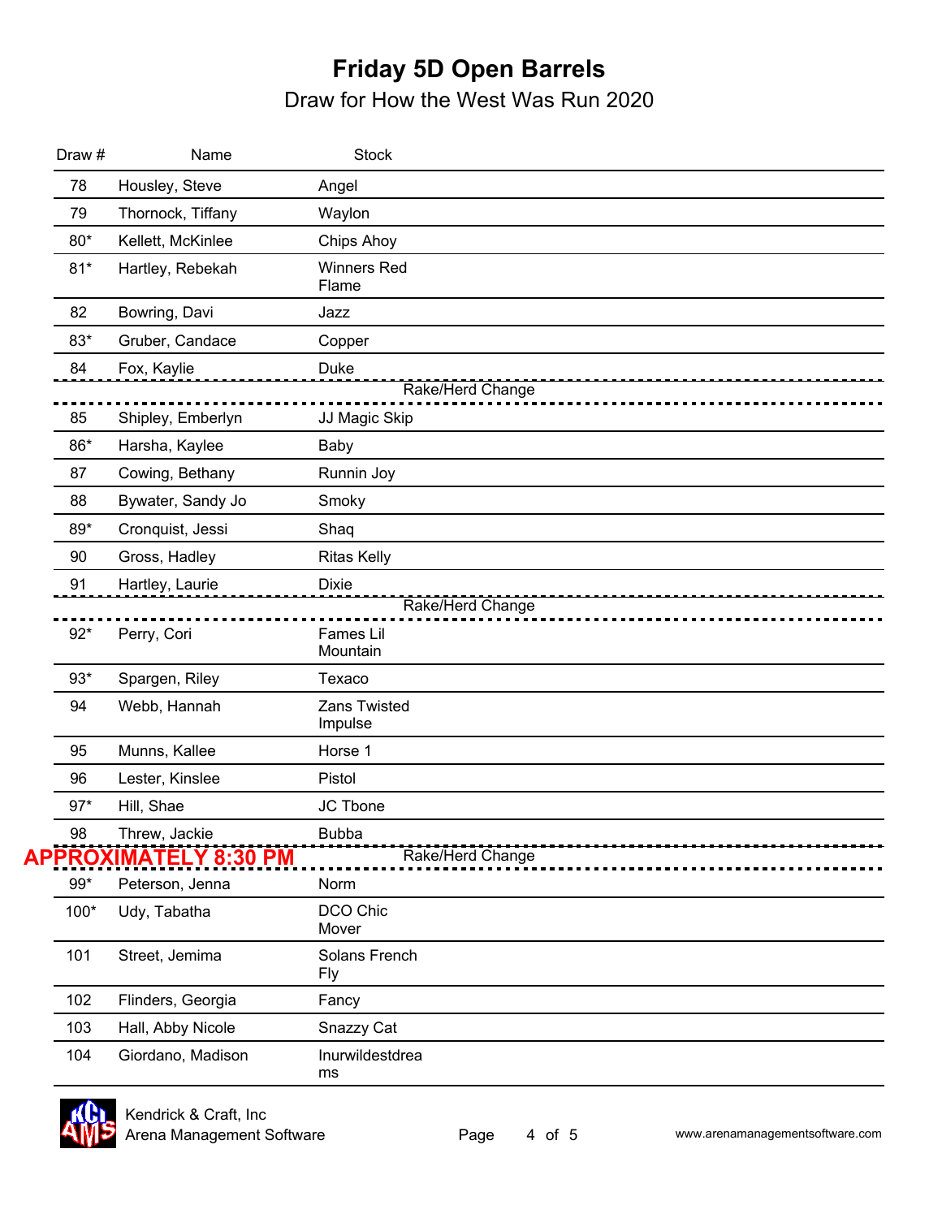# Friday 5D Open Barrels

## Draw for How the West Was Run 2020

| Draw # | Name | Stock |
|---|---|---|
| 78 | Housley, Steve | Angel |
| 79 | Thornock, Tiffany | Waylon |
| 80* | Kellett, McKinlee | Chips Ahoy |
| 81* | Hartley, Rebekah | Winners Red Flame |
| 82 | Bowring, Davi | Jazz |
| 83* | Gruber, Candace | Copper |
| 84 | Fox, Kaylie | Duke |
| | | Rake/Herd Change |
| 85 | Shipley, Emberlyn | JJ Magic Skip |
| 86* | Harsha, Kaylee | Baby |
| 87 | Cowing, Bethany | Runnin Joy |
| 88 | Bywater, Sandy Jo | Smoky |
| 89* | Cronquist, Jessi | Shaq |
| 90 | Gross, Hadley | Ritas Kelly |
| 91 | Hartley, Laurie | Dixie |
| | | Rake/Herd Change |
| 92* | Perry, Cori | Fames Lil Mountain |
| 93* | Spargen, Riley | Texaco |
| 94 | Webb, Hannah | Zans Twisted Impulse |
| 95 | Munns, Kallee | Horse 1 |
| 96 | Lester, Kinslee | Pistol |
| 97* | Hill, Shae | JC Tbone |
| 98 | Threw, Jackie | Bubba |
| **APPROXIMATELY 8:30 PM** | | Rake/Herd Change |
| 99* | Peterson, Jenna | Norm |
| 100* | Udy, Tabatha | DCO Chic Mover |
| 101 | Street, Jemima | Solans French Fly |
| 102 | Flinders, Georgia | Fancy |
| 103 | Hall, Abby Nicole | Snazzy Cat |
| 104 | Giordano, Madison | Inurwildestdreams |

Kendrick & Craft, Inc
Arena Management Software

www.arenamanagementsoftware.com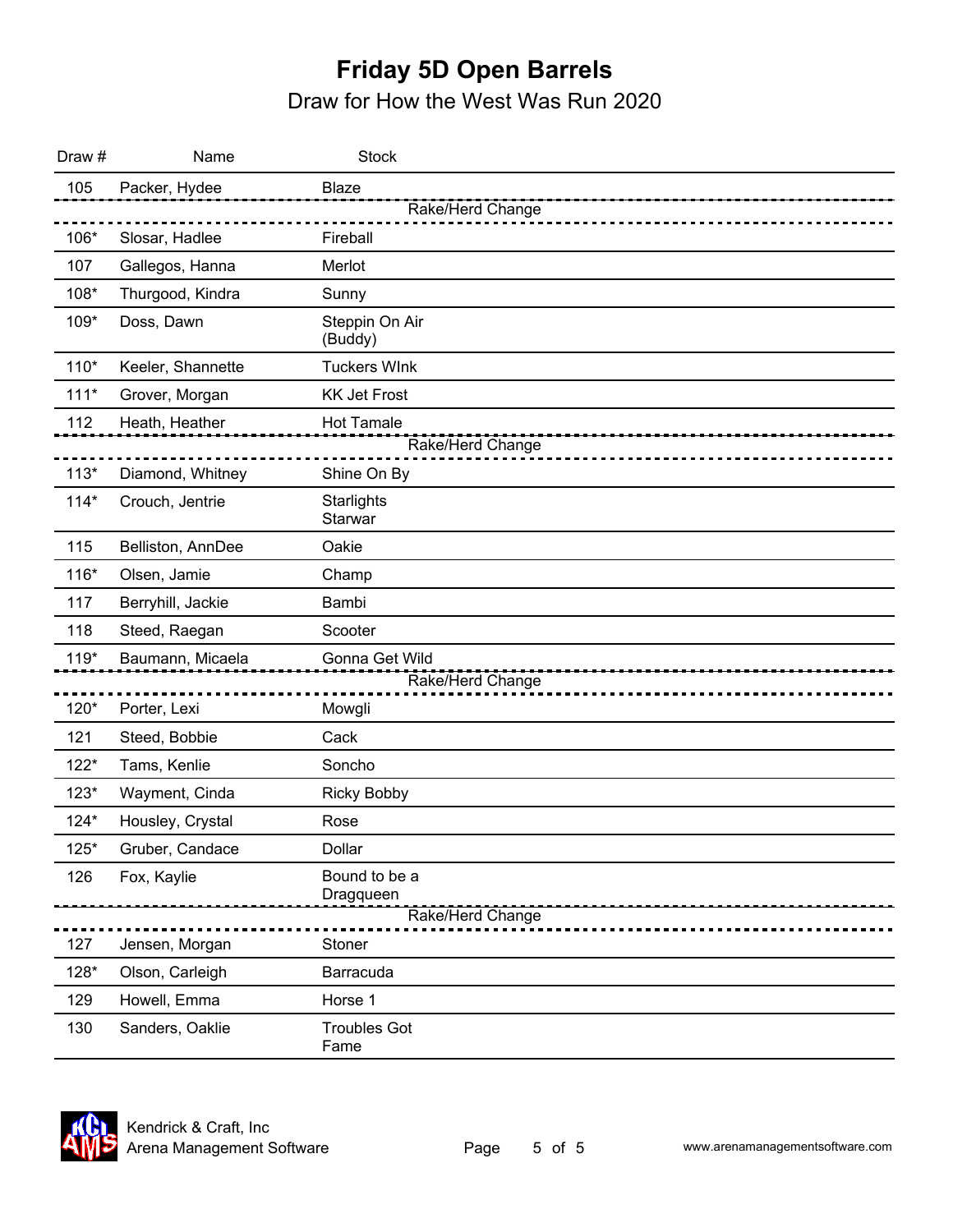# Friday 5D Open Barrels

## Draw for How the West Was Run 2020

| Draw # | Name | Stock |
|---|---|---|
| 105 | Packer, Hydee | Blaze |
| | | Rake/Herd Change |
| 106* | Slosar, Hadlee | Fireball |
| 107 | Gallegos, Hanna | Merlot |
| 108* | Thurgood, Kindra | Sunny |
| 109* | Doss, Dawn | Steppin On Air (Buddy) |
| 110* | Keeler, Shannette | Tuckers WInk |
| 111* | Grover, Morgan | KK Jet Frost |
| 112 | Heath, Heather | Hot Tamale |
| | | Rake/Herd Change |
| 113* | Diamond, Whitney | Shine On By |
| 114* | Crouch, Jentrie | Starlights Starwar |
| 115 | Belliston, AnnDee | Oakie |
| 116* | Olsen, Jamie | Champ |
| 117 | Berryhill, Jackie | Bambi |
| 118 | Steed, Raegan | Scooter |
| 119* | Baumann, Micaela | Gonna Get Wild |
| | | Rake/Herd Change |
| 120* | Porter, Lexi | Mowgli |
| 121 | Steed, Bobbie | Cack |
| 122* | Tams, Kenlie | Soncho |
| 123* | Wayment, Cinda | Ricky Bobby |
| 124* | Housley, Crystal | Rose |
| 125* | Gruber, Candace | Dollar |
| 126 | Fox, Kaylie | Bound to be a Dragqueen |
| | | Rake/Herd Change |
| 127 | Jensen, Morgan | Stoner |
| 128* | Olson, Carleigh | Barracuda |
| 129 | Howell, Emma | Horse 1 |
| 130 | Sanders, Oaklie | Troubles Got Fame |

Kendrick & Craft, Inc
Arena Management Software

www.arenamanagementsoftware.com